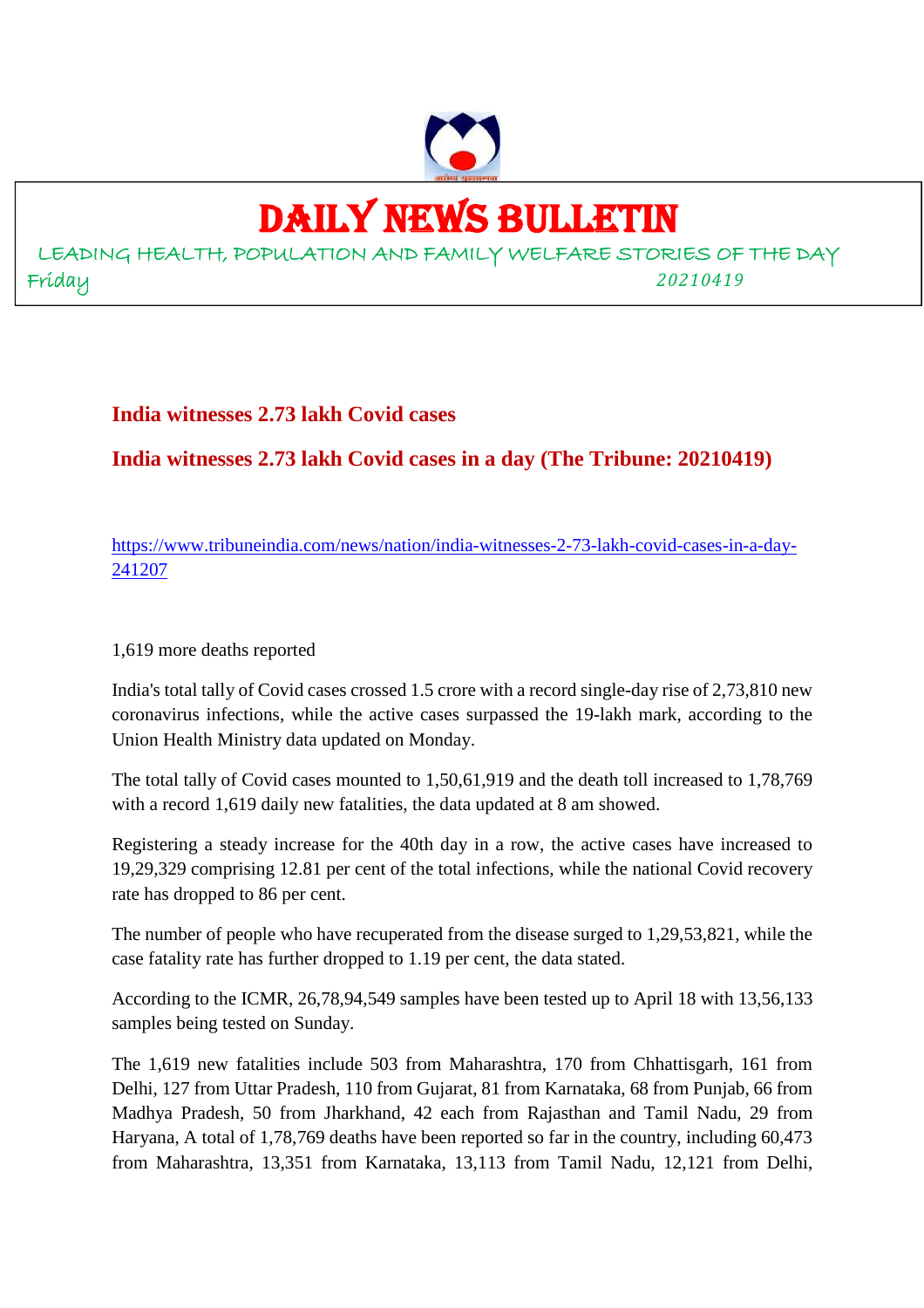# DAILY NEWS BULLETIN

LEADING HEALTH, POPULATION AND FAMILY WELFARE STORIES OF THE DAY

Friday 20210419

## India witnesses 2.73 lakh Covid cases

## India witnesses 2.73 lakh Covid cases in a day (The Tribune: 20210419)

https://www.tribuneindia.com/news/nation/india-witnesses-2-73-lakh-covid-cases-in-a-day-241207

1,619 more deaths reported

India's total tally of Covid cases crossed 1.5 crore with a record single-day rise of 2,73,810 new coronavirus infections, while the active cases surpassed the 19-lakh mark, according to the Union Health Ministry data updated on Monday.

The total tally of Covid cases mounted to 1,50,61,919 and the death toll increased to 1,78,769 with a record 1,619 daily new fatalities, the data updated at 8 am showed.

Registering a steady increase for the 40th day in a row, the active cases have increased to 19,29,329 comprising 12.81 per cent of the total infections, while the national Covid recovery rate has dropped to 86 per cent.

The number of people who have recuperated from the disease surged to 1,29,53,821, while the case fatality rate has further dropped to 1.19 per cent, the data stated.

According to the ICMR, 26,78,94,549 samples have been tested up to April 18 with 13,56,133 samples being tested on Sunday.

The 1,619 new fatalities include 503 from Maharashtra, 170 from Chhattisgarh, 161 from Delhi, 127 from Uttar Pradesh, 110 from Gujarat, 81 from Karnataka, 68 from Punjab, 66 from Madhya Pradesh, 50 from Jharkhand, 42 each from Rajasthan and Tamil Nadu, 29 from Haryana, A total of 1,78,769 deaths have been reported so far in the country, including 60,473 from Maharashtra, 13,351 from Karnataka, 13,113 from Tamil Nadu, 12,121 from Delhi,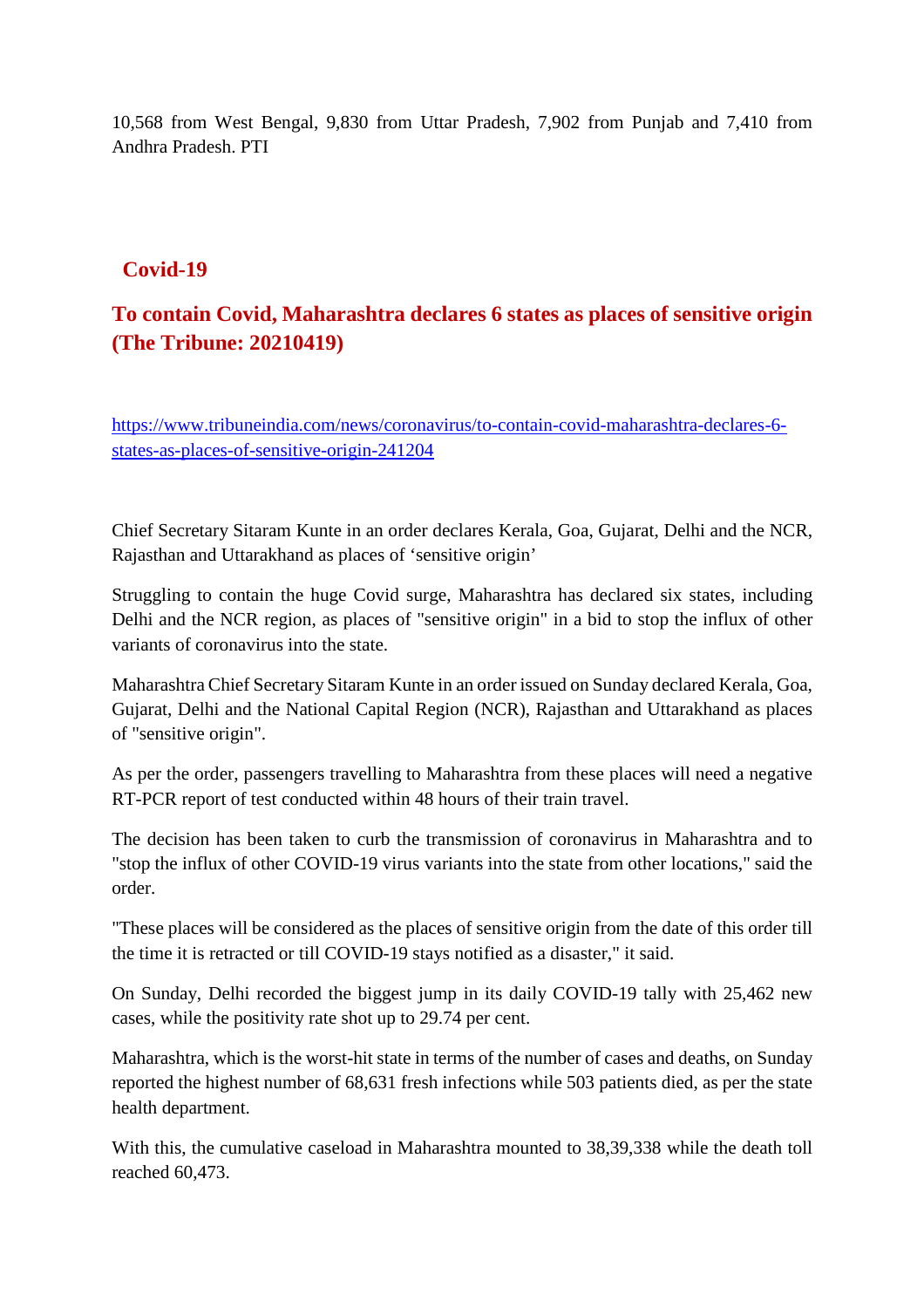10,568 from West Bengal, 9,830 from Uttar Pradesh, 7,902 from Punjab and 7,410 from Andhra Pradesh. PTI

## Covid-19

## To contain Covid, Maharashtra declares 6 states as places of sensitive origin (The Tribune: 20210419)

https://www.tribuneindia.com/news/coronavirus/to-contain-covid-maharashtra-declares-6-states-as-places-of-sensitive-origin-241204

Chief Secretary Sitaram Kunte in an order declares Kerala, Goa, Gujarat, Delhi and the NCR, Rajasthan and Uttarakhand as places of 'sensitive origin'

Struggling to contain the huge Covid surge, Maharashtra has declared six states, including Delhi and the NCR region, as places of "sensitive origin" in a bid to stop the influx of other variants of coronavirus into the state.

Maharashtra Chief Secretary Sitaram Kunte in an order issued on Sunday declared Kerala, Goa, Gujarat, Delhi and the National Capital Region (NCR), Rajasthan and Uttarakhand as places of "sensitive origin".

As per the order, passengers travelling to Maharashtra from these places will need a negative RT-PCR report of test conducted within 48 hours of their train travel.

The decision has been taken to curb the transmission of coronavirus in Maharashtra and to "stop the influx of other COVID-19 virus variants into the state from other locations," said the order.

"These places will be considered as the places of sensitive origin from the date of this order till the time it is retracted or till COVID-19 stays notified as a disaster," it said.

On Sunday, Delhi recorded the biggest jump in its daily COVID-19 tally with 25,462 new cases, while the positivity rate shot up to 29.74 per cent.

Maharashtra, which is the worst-hit state in terms of the number of cases and deaths, on Sunday reported the highest number of 68,631 fresh infections while 503 patients died, as per the state health department.

With this, the cumulative caseload in Maharashtra mounted to 38,39,338 while the death toll reached 60,473.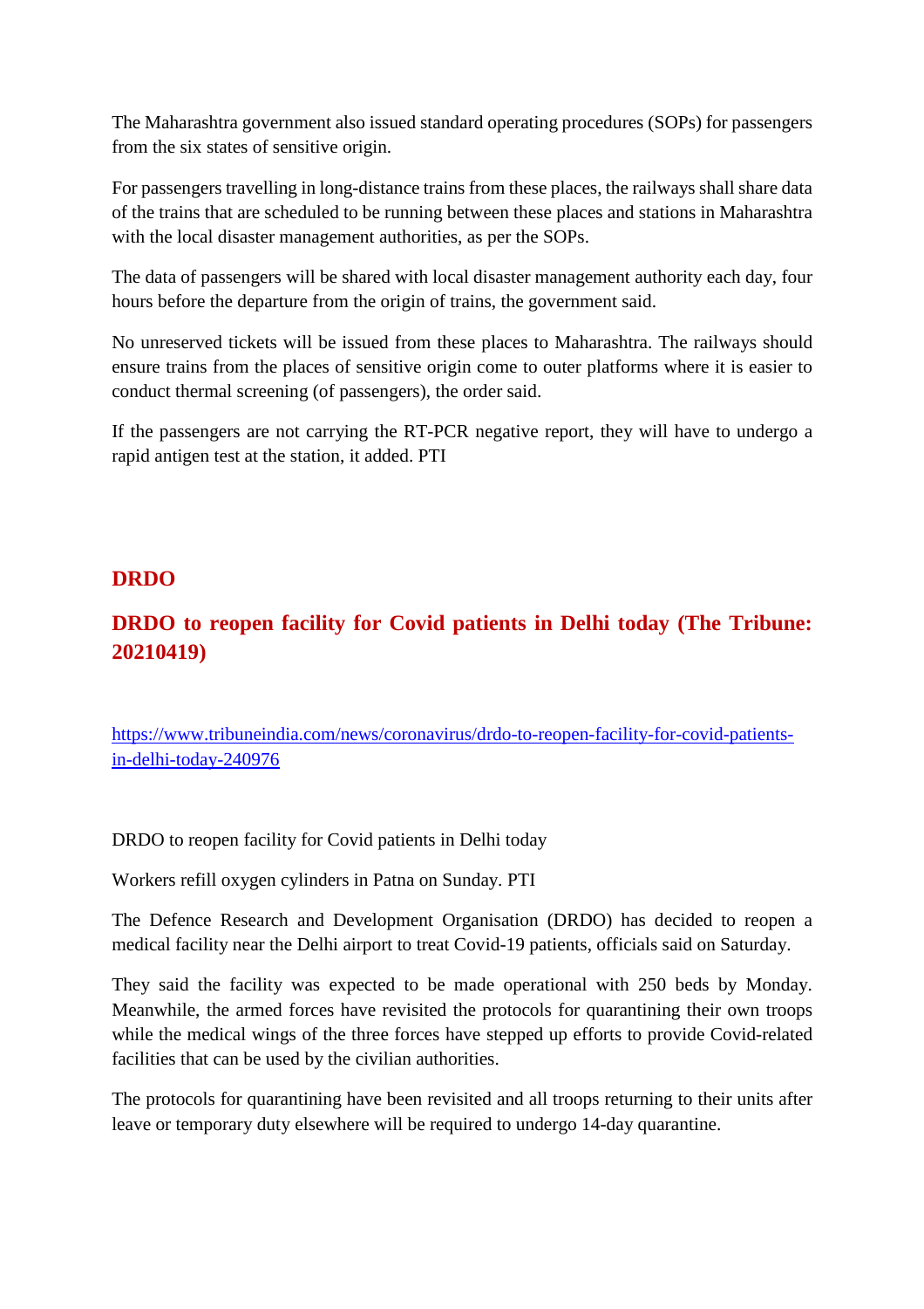The Maharashtra government also issued standard operating procedures (SOPs) for passengers from the six states of sensitive origin.

For passengers travelling in long-distance trains from these places, the railways shall share data of the trains that are scheduled to be running between these places and stations in Maharashtra with the local disaster management authorities, as per the SOPs.

The data of passengers will be shared with local disaster management authority each day, four hours before the departure from the origin of trains, the government said.

No unreserved tickets will be issued from these places to Maharashtra. The railways should ensure trains from the places of sensitive origin come to outer platforms where it is easier to conduct thermal screening (of passengers), the order said.

If the passengers are not carrying the RT-PCR negative report, they will have to undergo a rapid antigen test at the station, it added. PTI

## DRDO

## DRDO to reopen facility for Covid patients in Delhi today (The Tribune: 20210419)

https://www.tribuneindia.com/news/coronavirus/drdo-to-reopen-facility-for-covid-patients-in-delhi-today-240976

DRDO to reopen facility for Covid patients in Delhi today

Workers refill oxygen cylinders in Patna on Sunday. PTI

The Defence Research and Development Organisation (DRDO) has decided to reopen a medical facility near the Delhi airport to treat Covid-19 patients, officials said on Saturday.

They said the facility was expected to be made operational with 250 beds by Monday. Meanwhile, the armed forces have revisited the protocols for quarantining their own troops while the medical wings of the three forces have stepped up efforts to provide Covid-related facilities that can be used by the civilian authorities.

The protocols for quarantining have been revisited and all troops returning to their units after leave or temporary duty elsewhere will be required to undergo 14-day quarantine.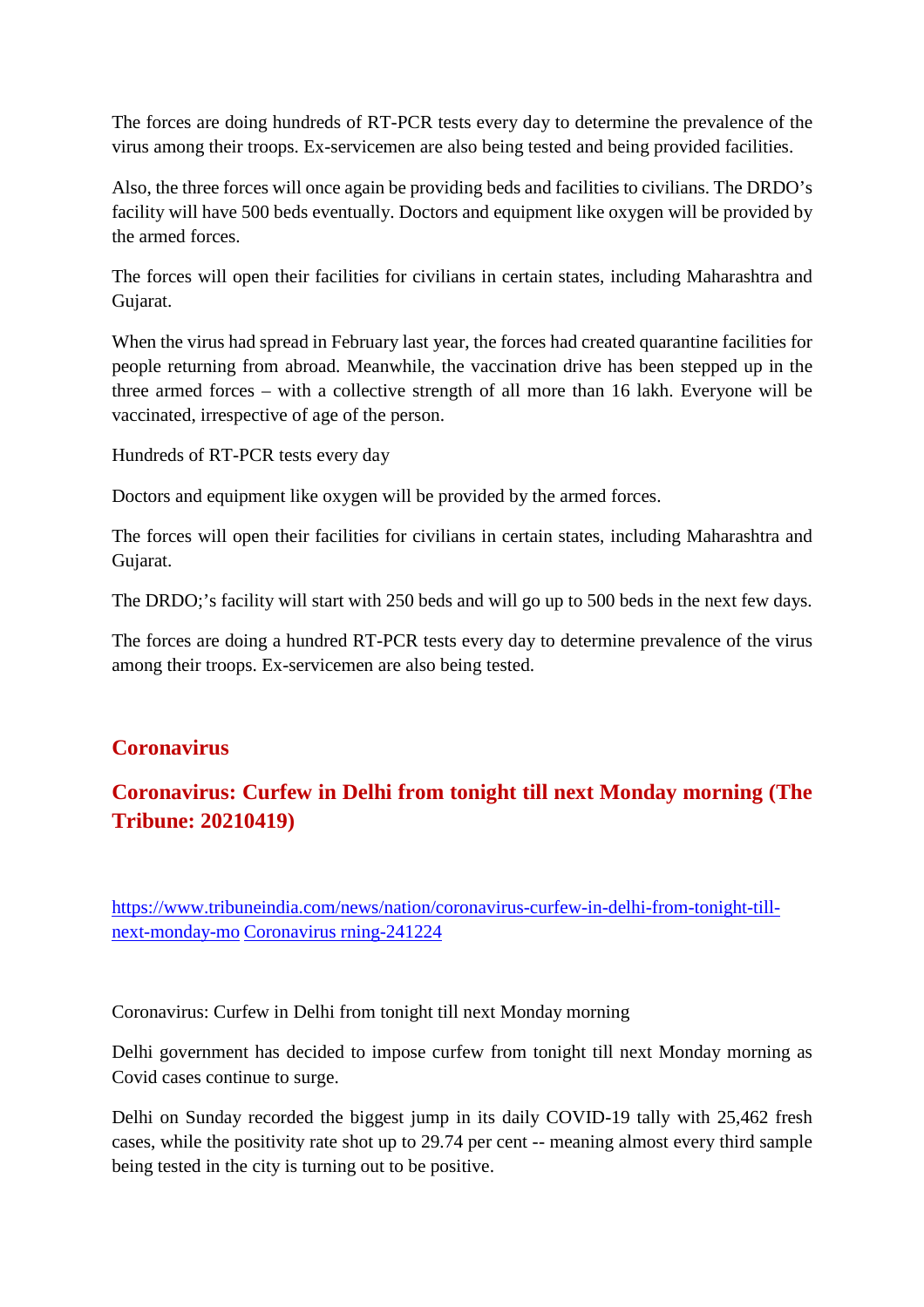The forces are doing hundreds of RT-PCR tests every day to determine the prevalence of the virus among their troops. Ex-servicemen are also being tested and being provided facilities.

Also, the three forces will once again be providing beds and facilities to civilians. The DRDO's facility will have 500 beds eventually. Doctors and equipment like oxygen will be provided by the armed forces.

The forces will open their facilities for civilians in certain states, including Maharashtra and Gujarat.

When the virus had spread in February last year, the forces had created quarantine facilities for people returning from abroad. Meanwhile, the vaccination drive has been stepped up in the three armed forces – with a collective strength of all more than 16 lakh. Everyone will be vaccinated, irrespective of age of the person.

Hundreds of RT-PCR tests every day

Doctors and equipment like oxygen will be provided by the armed forces.

The forces will open their facilities for civilians in certain states, including Maharashtra and Gujarat.

The DRDO;'s facility will start with 250 beds and will go up to 500 beds in the next few days.

The forces are doing a hundred RT-PCR tests every day to determine prevalence of the virus among their troops. Ex-servicemen are also being tested.

## Coronavirus

## Coronavirus: Curfew in Delhi from tonight till next Monday morning (The Tribune: 20210419)

https://www.tribuneindia.com/news/nation/coronavirus-curfew-in-delhi-from-tonight-till-next-monday-mo Coronavirus rning-241224

Coronavirus: Curfew in Delhi from tonight till next Monday morning

Delhi government has decided to impose curfew from tonight till next Monday morning as Covid cases continue to surge.

Delhi on Sunday recorded the biggest jump in its daily COVID-19 tally with 25,462 fresh cases, while the positivity rate shot up to 29.74 per cent -- meaning almost every third sample being tested in the city is turning out to be positive.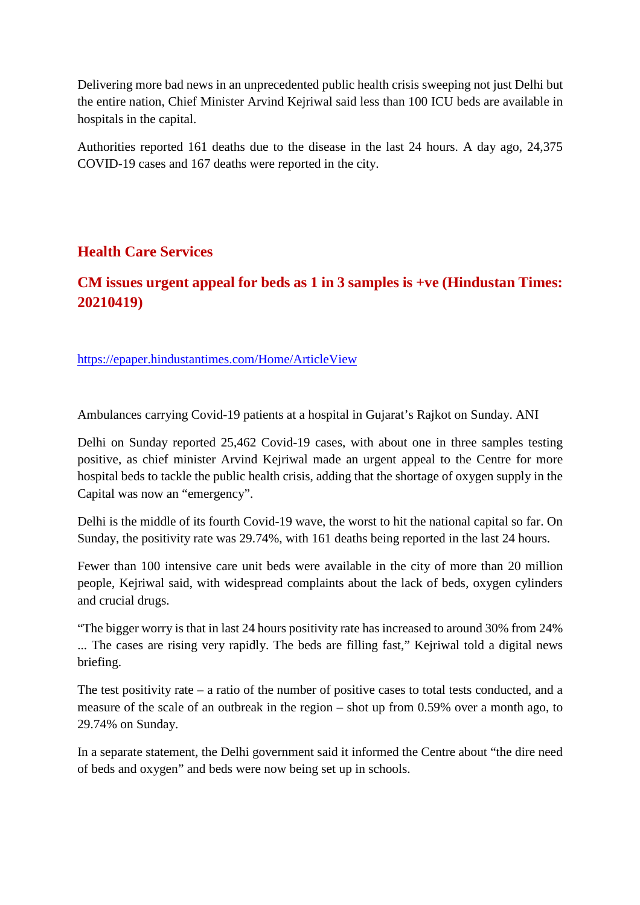Delivering more bad news in an unprecedented public health crisis sweeping not just Delhi but the entire nation, Chief Minister Arvind Kejriwal said less than 100 ICU beds are available in hospitals in the capital.

Authorities reported 161 deaths due to the disease in the last 24 hours. A day ago, 24,375 COVID-19 cases and 167 deaths were reported in the city.

## Health Care Services

### CM issues urgent appeal for beds as 1 in 3 samples is +ve (Hindustan Times: 20210419)

https://epaper.hindustantimes.com/Home/ArticleView

Ambulances carrying Covid-19 patients at a hospital in Gujarat's Rajkot on Sunday. ANI

Delhi on Sunday reported 25,462 Covid-19 cases, with about one in three samples testing positive, as chief minister Arvind Kejriwal made an urgent appeal to the Centre for more hospital beds to tackle the public health crisis, adding that the shortage of oxygen supply in the Capital was now an "emergency".

Delhi is the middle of its fourth Covid-19 wave, the worst to hit the national capital so far. On Sunday, the positivity rate was 29.74%, with 161 deaths being reported in the last 24 hours.

Fewer than 100 intensive care unit beds were available in the city of more than 20 million people, Kejriwal said, with widespread complaints about the lack of beds, oxygen cylinders and crucial drugs.

"The bigger worry is that in last 24 hours positivity rate has increased to around 30% from 24% ... The cases are rising very rapidly. The beds are filling fast," Kejriwal told a digital news briefing.

The test positivity rate – a ratio of the number of positive cases to total tests conducted, and a measure of the scale of an outbreak in the region – shot up from 0.59% over a month ago, to 29.74% on Sunday.

In a separate statement, the Delhi government said it informed the Centre about "the dire need of beds and oxygen" and beds were now being set up in schools.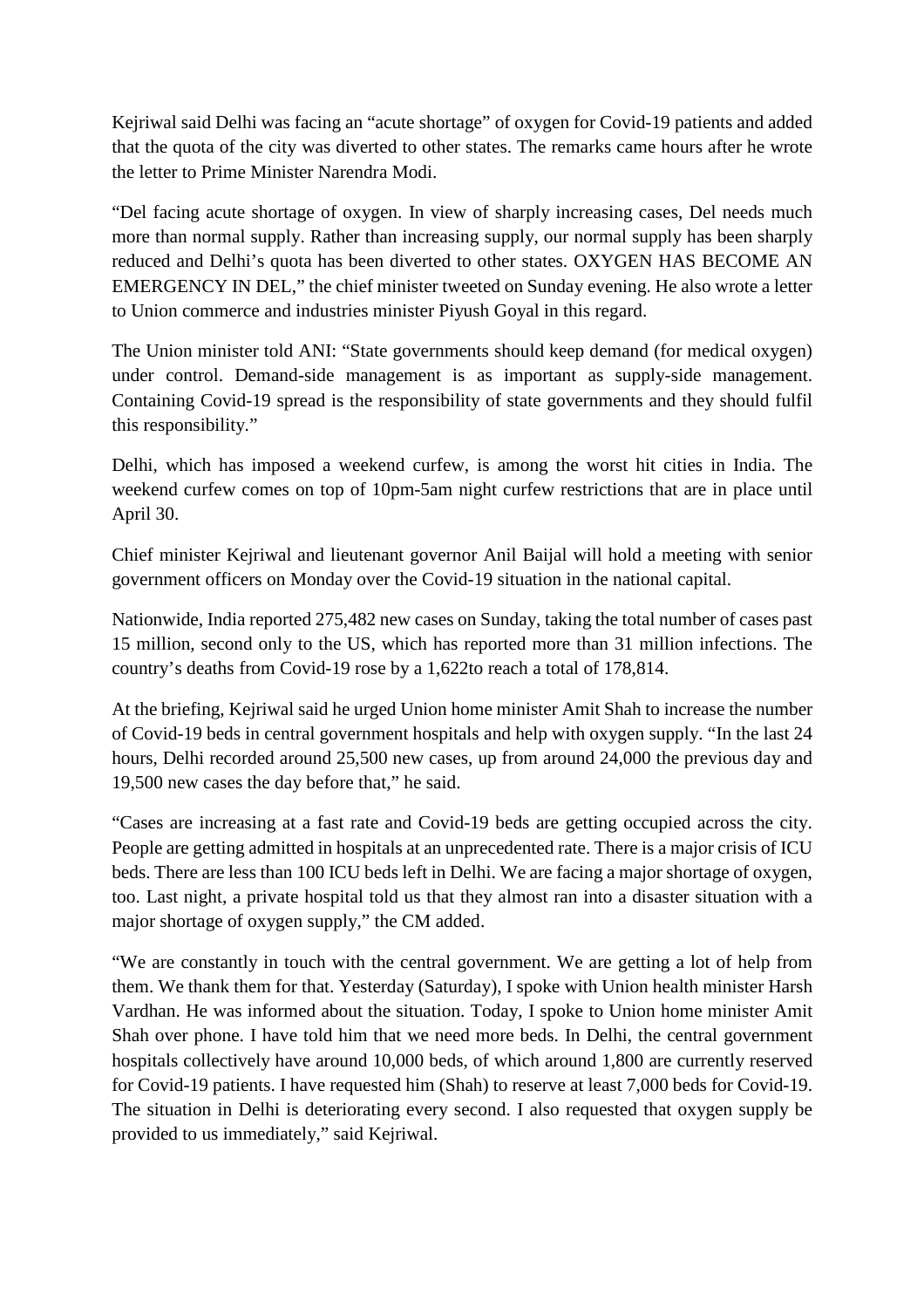Kejriwal said Delhi was facing an "acute shortage" of oxygen for Covid-19 patients and added that the quota of the city was diverted to other states. The remarks came hours after he wrote the letter to Prime Minister Narendra Modi.

"Del facing acute shortage of oxygen. In view of sharply increasing cases, Del needs much more than normal supply. Rather than increasing supply, our normal supply has been sharply reduced and Delhi's quota has been diverted to other states. OXYGEN HAS BECOME AN EMERGENCY IN DEL," the chief minister tweeted on Sunday evening. He also wrote a letter to Union commerce and industries minister Piyush Goyal in this regard.

The Union minister told ANI: "State governments should keep demand (for medical oxygen) under control. Demand-side management is as important as supply-side management. Containing Covid-19 spread is the responsibility of state governments and they should fulfil this responsibility."

Delhi, which has imposed a weekend curfew, is among the worst hit cities in India. The weekend curfew comes on top of 10pm-5am night curfew restrictions that are in place until April 30.

Chief minister Kejriwal and lieutenant governor Anil Baijal will hold a meeting with senior government officers on Monday over the Covid-19 situation in the national capital.

Nationwide, India reported 275,482 new cases on Sunday, taking the total number of cases past 15 million, second only to the US, which has reported more than 31 million infections. The country's deaths from Covid-19 rose by a 1,622to reach a total of 178,814.

At the briefing, Kejriwal said he urged Union home minister Amit Shah to increase the number of Covid-19 beds in central government hospitals and help with oxygen supply. "In the last 24 hours, Delhi recorded around 25,500 new cases, up from around 24,000 the previous day and 19,500 new cases the day before that," he said.

"Cases are increasing at a fast rate and Covid-19 beds are getting occupied across the city. People are getting admitted in hospitals at an unprecedented rate. There is a major crisis of ICU beds. There are less than 100 ICU beds left in Delhi. We are facing a major shortage of oxygen, too. Last night, a private hospital told us that they almost ran into a disaster situation with a major shortage of oxygen supply," the CM added.

"We are constantly in touch with the central government. We are getting a lot of help from them. We thank them for that. Yesterday (Saturday), I spoke with Union health minister Harsh Vardhan. He was informed about the situation. Today, I spoke to Union home minister Amit Shah over phone. I have told him that we need more beds. In Delhi, the central government hospitals collectively have around 10,000 beds, of which around 1,800 are currently reserved for Covid-19 patients. I have requested him (Shah) to reserve at least 7,000 beds for Covid-19. The situation in Delhi is deteriorating every second. I also requested that oxygen supply be provided to us immediately," said Kejriwal.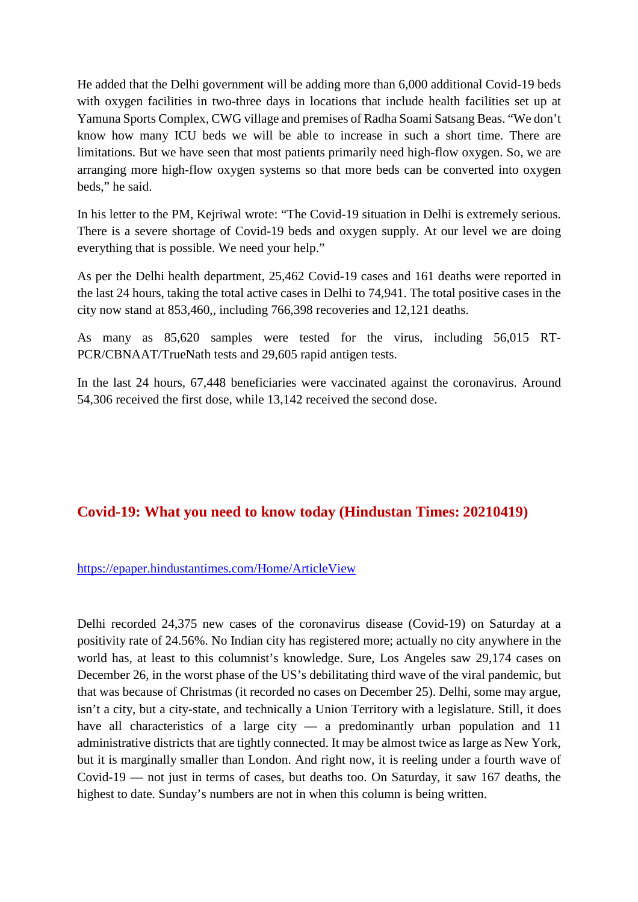He added that the Delhi government will be adding more than 6,000 additional Covid-19 beds with oxygen facilities in two-three days in locations that include health facilities set up at Yamuna Sports Complex, CWG village and premises of Radha Soami Satsang Beas. “We don’t know how many ICU beds we will be able to increase in such a short time. There are limitations. But we have seen that most patients primarily need high-flow oxygen. So, we are arranging more high-flow oxygen systems so that more beds can be converted into oxygen beds,” he said.

In his letter to the PM, Kejriwal wrote: “The Covid-19 situation in Delhi is extremely serious. There is a severe shortage of Covid-19 beds and oxygen supply. At our level we are doing everything that is possible. We need your help.”

As per the Delhi health department, 25,462 Covid-19 cases and 161 deaths were reported in the last 24 hours, taking the total active cases in Delhi to 74,941. The total positive cases in the city now stand at 853,460,, including 766,398 recoveries and 12,121 deaths.

As many as 85,620 samples were tested for the virus, including 56,015 RT-PCR/CBNAAT/TrueNath tests and 29,605 rapid antigen tests.

In the last 24 hours, 67,448 beneficiaries were vaccinated against the coronavirus. Around 54,306 received the first dose, while 13,142 received the second dose.

## Covid-19: What you need to know today (Hindustan Times: 20210419)

https://epaper.hindustantimes.com/Home/ArticleView

Delhi recorded 24,375 new cases of the coronavirus disease (Covid-19) on Saturday at a positivity rate of 24.56%. No Indian city has registered more; actually no city anywhere in the world has, at least to this columnist’s knowledge. Sure, Los Angeles saw 29,174 cases on December 26, in the worst phase of the US’s debilitating third wave of the viral pandemic, but that was because of Christmas (it recorded no cases on December 25). Delhi, some may argue, isn’t a city, but a city-state, and technically a Union Territory with a legislature. Still, it does have all characteristics of a large city — a predominantly urban population and 11 administrative districts that are tightly connected. It may be almost twice as large as New York, but it is marginally smaller than London. And right now, it is reeling under a fourth wave of Covid-19 — not just in terms of cases, but deaths too. On Saturday, it saw 167 deaths, the highest to date. Sunday’s numbers are not in when this column is being written.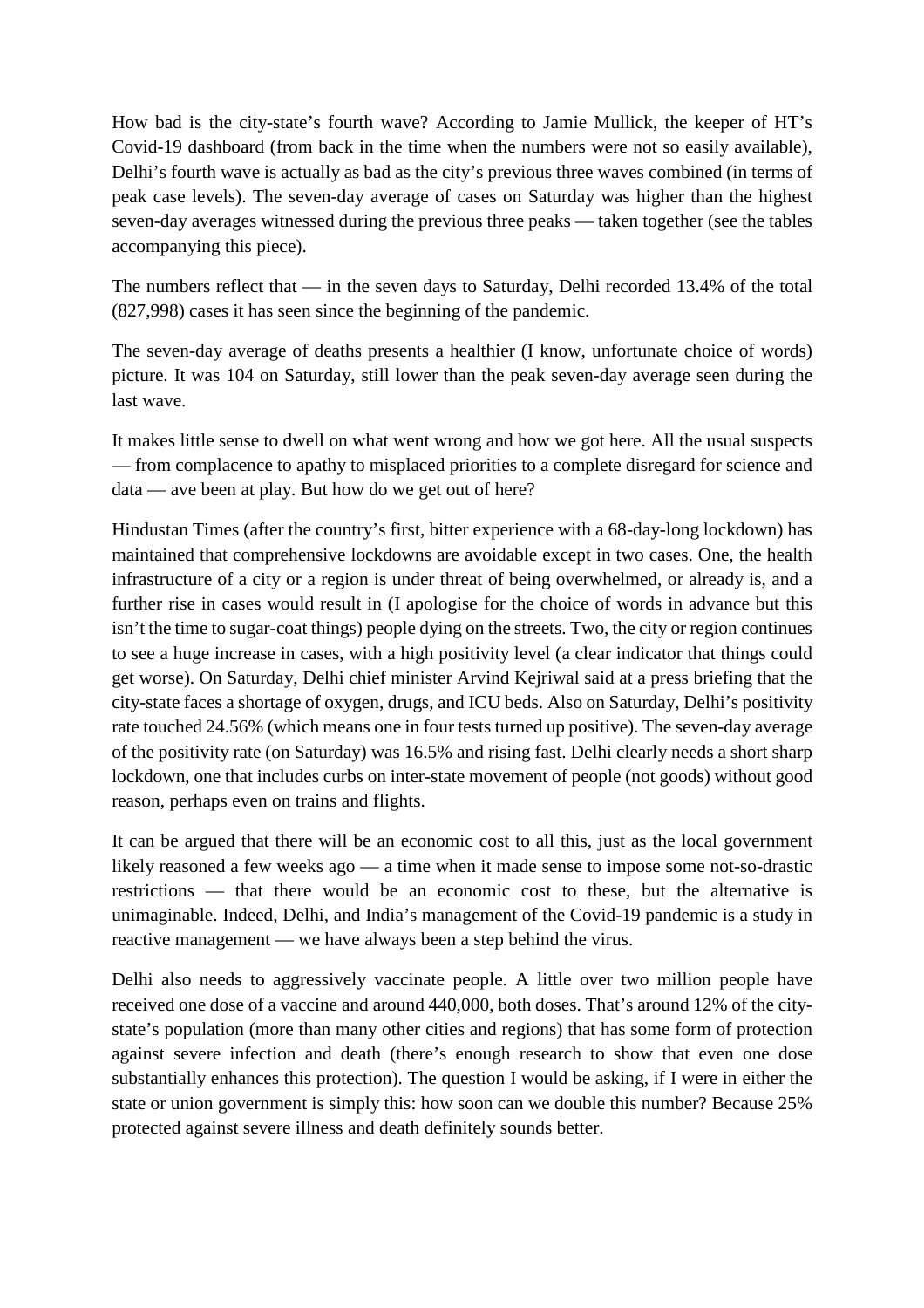How bad is the city-state's fourth wave? According to Jamie Mullick, the keeper of HT's Covid-19 dashboard (from back in the time when the numbers were not so easily available), Delhi's fourth wave is actually as bad as the city's previous three waves combined (in terms of peak case levels). The seven-day average of cases on Saturday was higher than the highest seven-day averages witnessed during the previous three peaks — taken together (see the tables accompanying this piece).

The numbers reflect that — in the seven days to Saturday, Delhi recorded 13.4% of the total (827,998) cases it has seen since the beginning of the pandemic.

The seven-day average of deaths presents a healthier (I know, unfortunate choice of words) picture. It was 104 on Saturday, still lower than the peak seven-day average seen during the last wave.

It makes little sense to dwell on what went wrong and how we got here. All the usual suspects — from complacence to apathy to misplaced priorities to a complete disregard for science and data — ave been at play. But how do we get out of here?

Hindustan Times (after the country's first, bitter experience with a 68-day-long lockdown) has maintained that comprehensive lockdowns are avoidable except in two cases. One, the health infrastructure of a city or a region is under threat of being overwhelmed, or already is, and a further rise in cases would result in (I apologise for the choice of words in advance but this isn't the time to sugar-coat things) people dying on the streets. Two, the city or region continues to see a huge increase in cases, with a high positivity level (a clear indicator that things could get worse). On Saturday, Delhi chief minister Arvind Kejriwal said at a press briefing that the city-state faces a shortage of oxygen, drugs, and ICU beds. Also on Saturday, Delhi's positivity rate touched 24.56% (which means one in four tests turned up positive). The seven-day average of the positivity rate (on Saturday) was 16.5% and rising fast. Delhi clearly needs a short sharp lockdown, one that includes curbs on inter-state movement of people (not goods) without good reason, perhaps even on trains and flights.

It can be argued that there will be an economic cost to all this, just as the local government likely reasoned a few weeks ago — a time when it made sense to impose some not-so-drastic restrictions — that there would be an economic cost to these, but the alternative is unimaginable. Indeed, Delhi, and India's management of the Covid-19 pandemic is a study in reactive management — we have always been a step behind the virus.

Delhi also needs to aggressively vaccinate people. A little over two million people have received one dose of a vaccine and around 440,000, both doses. That's around 12% of the city-state's population (more than many other cities and regions) that has some form of protection against severe infection and death (there's enough research to show that even one dose substantially enhances this protection). The question I would be asking, if I were in either the state or union government is simply this: how soon can we double this number? Because 25% protected against severe illness and death definitely sounds better.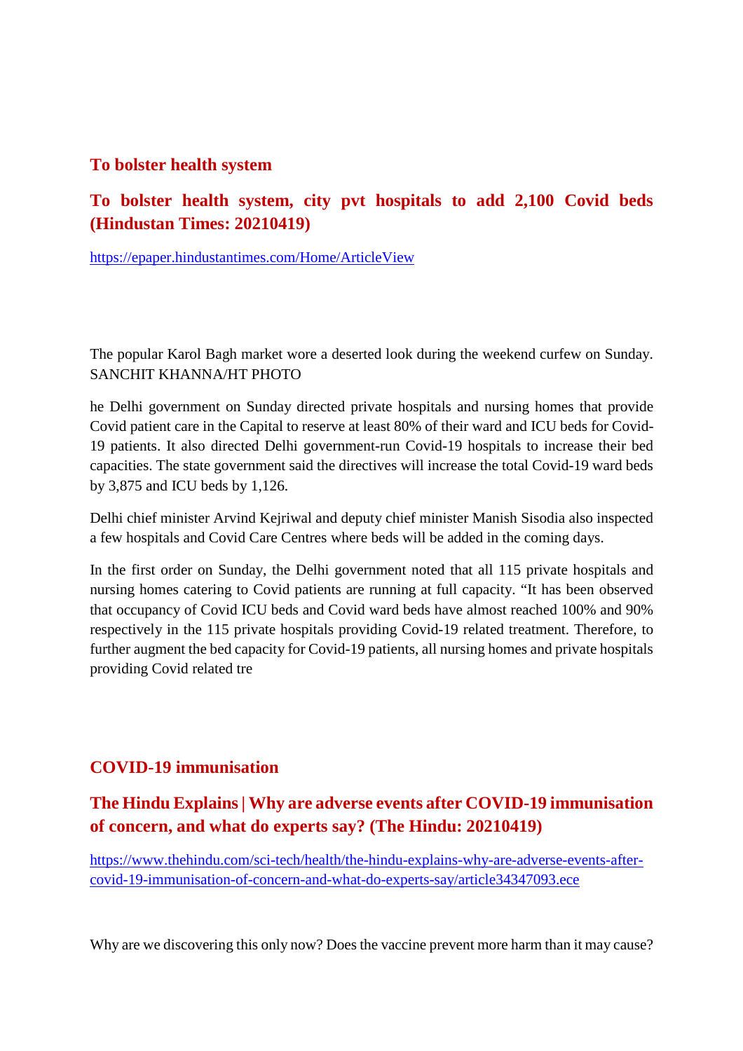## To bolster health system

### To bolster health system, city pvt hospitals to add 2,100 Covid beds (Hindustan Times: 20210419)

https://epaper.hindustantimes.com/Home/ArticleView

The popular Karol Bagh market wore a deserted look during the weekend curfew on Sunday. SANCHIT KHANNA/HT PHOTO

he Delhi government on Sunday directed private hospitals and nursing homes that provide Covid patient care in the Capital to reserve at least 80% of their ward and ICU beds for Covid-19 patients. It also directed Delhi government-run Covid-19 hospitals to increase their bed capacities. The state government said the directives will increase the total Covid-19 ward beds by 3,875 and ICU beds by 1,126.

Delhi chief minister Arvind Kejriwal and deputy chief minister Manish Sisodia also inspected a few hospitals and Covid Care Centres where beds will be added in the coming days.

In the first order on Sunday, the Delhi government noted that all 115 private hospitals and nursing homes catering to Covid patients are running at full capacity. "It has been observed that occupancy of Covid ICU beds and Covid ward beds have almost reached 100% and 90% respectively in the 115 private hospitals providing Covid-19 related treatment. Therefore, to further augment the bed capacity for Covid-19 patients, all nursing homes and private hospitals providing Covid related tre

## COVID-19 immunisation

### The Hindu Explains | Why are adverse events after COVID-19 immunisation of concern, and what do experts say? (The Hindu: 20210419)

https://www.thehindu.com/sci-tech/health/the-hindu-explains-why-are-adverse-events-after-covid-19-immunisation-of-concern-and-what-do-experts-say/article34347093.ece

Why are we discovering this only now? Does the vaccine prevent more harm than it may cause?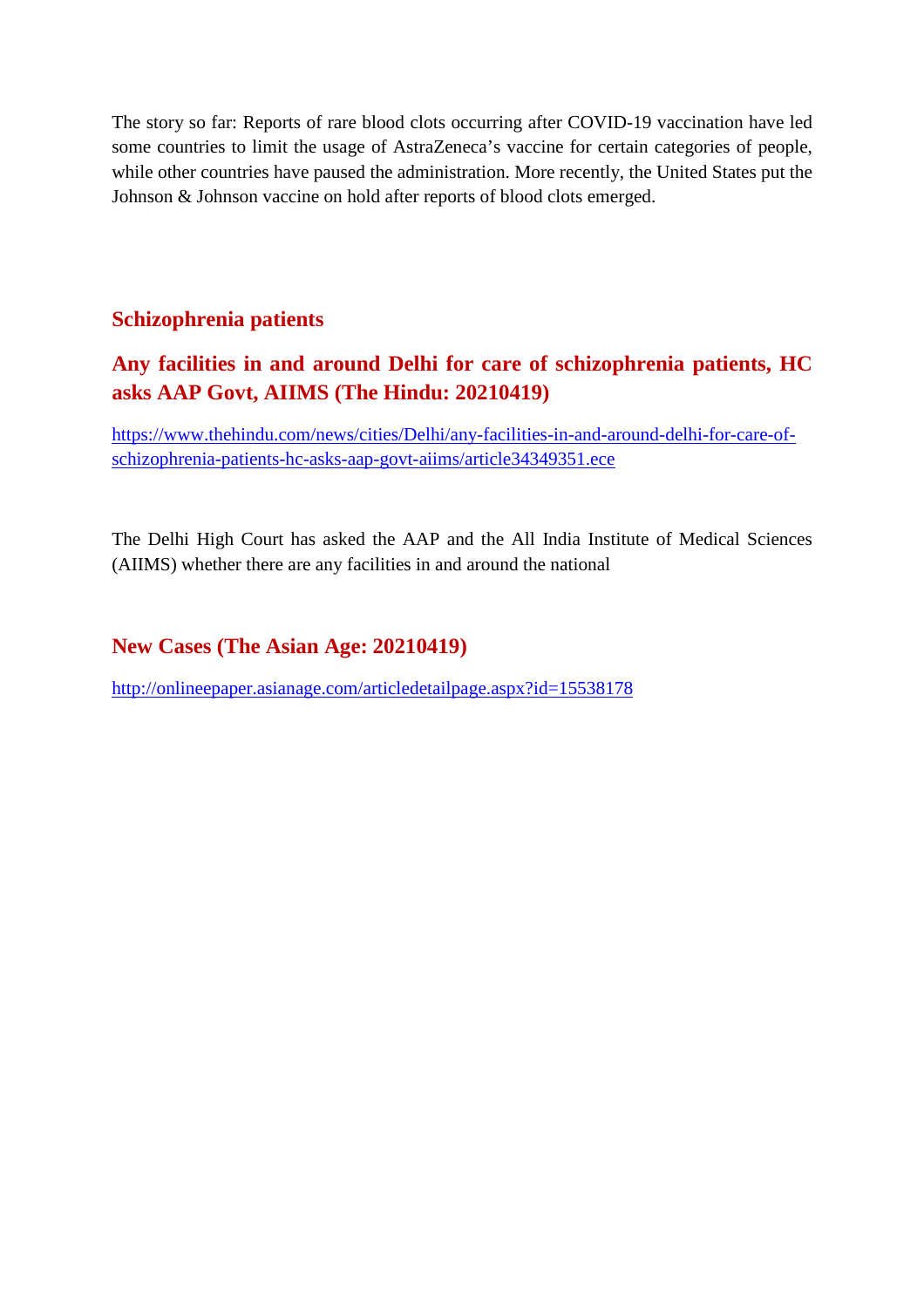The story so far: Reports of rare blood clots occurring after COVID-19 vaccination have led some countries to limit the usage of AstraZeneca's vaccine for certain categories of people, while other countries have paused the administration. More recently, the United States put the Johnson & Johnson vaccine on hold after reports of blood clots emerged.

## Schizophrenia patients

### Any facilities in and around Delhi for care of schizophrenia patients, HC asks AAP Govt, AIIMS (The Hindu: 20210419)

https://www.thehindu.com/news/cities/Delhi/any-facilities-in-and-around-delhi-for-care-of-schizophrenia-patients-hc-asks-aap-govt-aiims/article34349351.ece

The Delhi High Court has asked the AAP and the All India Institute of Medical Sciences (AIIMS) whether there are any facilities in and around the national

### New Cases (The Asian Age: 20210419)

http://onlineepaper.asianage.com/articledetailpage.aspx?id=15538178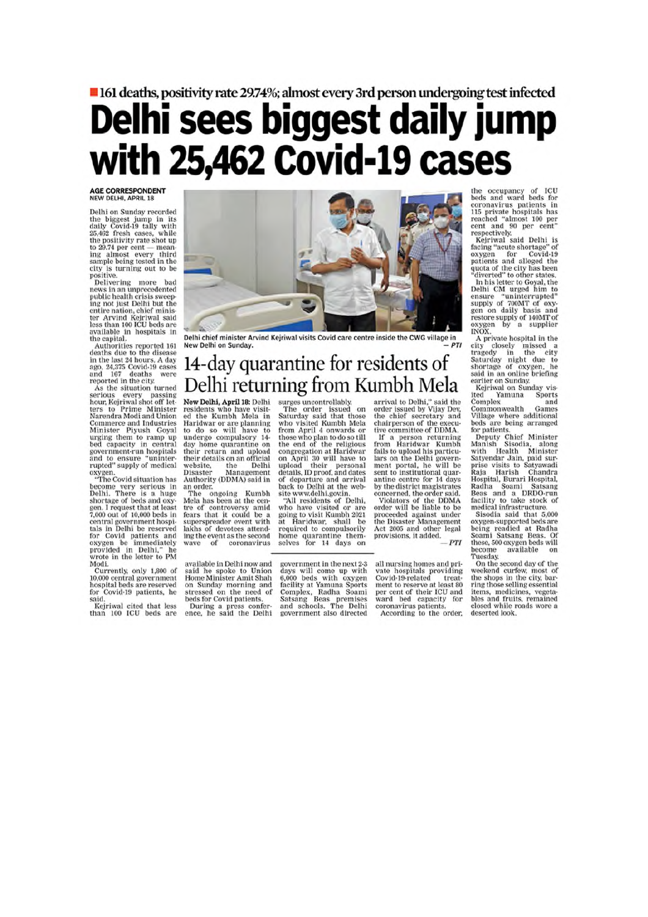■ 161 deaths, positivity rate 29.74%; almost every 3rd person undergoing test infected

# Delhi sees biggest daily jump with 25,462 Covid-19 cases

**AGE CORRESPONDENT**
**NEW DELHI, APRIL 18**

Delhi on Sunday recorded the biggest jump in its daily Covid-19 tally with 25,462 fresh cases, while the positivity rate shot up to 29.74 per cent — meaning almost every third sample being tested in the city is turning out to be positive.

Delivering more bad news in an unprecedented public health crisis sweeping not just Delhi but the entire nation, chief minister Arvind Kejriwal said less than 100 ICU beds are available in hospitals in the capital.

Authorities reported 161 deaths due to the disease in the last 24 hours. A day ago, 24,375 Covid-19 cases and 167 deaths were reported in the city.

As the situation turned serious every passing hour, Kejriwal shot off letters to Prime Minister Narendra Modi and Union Commerce and Industries Minister Piyush Goyal urging them to ramp up bed capacity in central government-run hospitals and to ensure "uninterrupted" supply of medical oxygen.

"The Covid situation has become very serious in Delhi. There is a huge shortage of beds and oxygen. I request that at least 7,000 out of 10,000 beds in central government hospitals in Delhi be reserved for Covid patients and oxygen be immediately provided in Delhi," he wrote in the letter to PM Modi.

Currently, only 1,800 of 10,000 central government hospital beds are reserved for Covid-19 patients, he said.

Kejriwal cited that less than 100 ICU beds are available in Delhi now and said he spoke to Union Home Minister Amit Shah on Sunday morning and stressed on the need of beds for Covid patients.

During a press conference, he said the Delhi government in the next 2-3 days will come up with 6,000 beds with oxygen facility at Yamuna Sports Complex, Radha Soami Satsang Beas premises and schools. The Delhi government also directed all nursing homes and private hospitals providing Covid-19-related treatment to reserve at least 80 per cent of their ICU and ward bed capacity for coronavirus patients.

According to the order, the occupancy of ICU beds and ward beds for coronavirus patients in 115 private hospitals has reached "almost 100 per cent and 90 per cent" respectively.

Kejriwal said Delhi is facing "acute shortage" of oxygen for Covid-19 patients and alleged the quota of the city has been "diverted" to other states.

In his letter to Goyal, the Delhi CM urged him to ensure "uninterrupted" supply of 700MT of oxygen on daily basis and restore supply of 140MT of oxygen by a supplier INOX.

A private hospital in the city closely missed a tragedy in the city Saturday night due to shortage of oxygen, he said in an online briefing earlier on Sunday.

Kejriwal on Sunday visited Yamuna Sports Complex and Commonwealth Games Village where additional beds are being arranged for patients.

Deputy Chief Minister Manish Sisodia, along with Health Minister Satyendar Jain, paid surprise visits to Satyawadi Raja Harish Chandra Hospital, Burari Hospital, Radha Soami Satsang Beas and a DRDO-run facility to take stock of medical infrastructure.

Sisodia said that 5,000 oxygen-supported beds are being readied at Radha Soami Satsang Beas. Of these, 500 oxygen beds will become available on Tuesday.

On the second day of the weekend curfew, most of the shops in the city, barring those selling essential items, medicines, vegetables and fruits, remained closed while roads wore a deserted look.

Delhi chief minister Arvind Kejriwal visits Covid care centre inside the CWG village in New Delhi on Sunday. — *PTI*

## 14-day quarantine for residents of Delhi returning from Kumbh Mela

**New Delhi, April 18:** Delhi residents who have visited the Kumbh Mela in Haridwar or are planning to do so will have to undergo compulsory 14-day home quarantine on their return and upload their details on an official website, the Delhi Disaster Management Authority (DDMA) said in an order.

The ongoing Kumbh Mela has been at the centre of controversy amid fears that it could be a superspreader event with lakhs of devotees attending the event as the second wave of coronavirus surges uncontrollably.

The order issued on Saturday said that those who visited Kumbh Mela from April 4 onwards or those who plan to do so till the end of the religious congregation at Haridwar on April 30 will have to upload their personal details, ID proof, and dates of departure and arrival back to Delhi at the website www.delhi.gov.in.

"All residents of Delhi, who have visited or are going to visit Kumbh 2021 at Haridwar, shall be required to compulsorily home quarantine themselves for 14 days on arrival to Delhi," said the order issued by Vijay Dev, the chief secretary and chairperson of the executive committee of DDMA.

If a person returning from Haridwar Kumbh fails to upload his particulars on the Delhi government portal, he will be sent to institutional quarantine centre for 14 days by the district magistrates concerned, the order said.

Violators of the DDMA order will be liable to be proceeded against under the Disaster Management Act 2005 and other legal provisions, it added. — *PTI*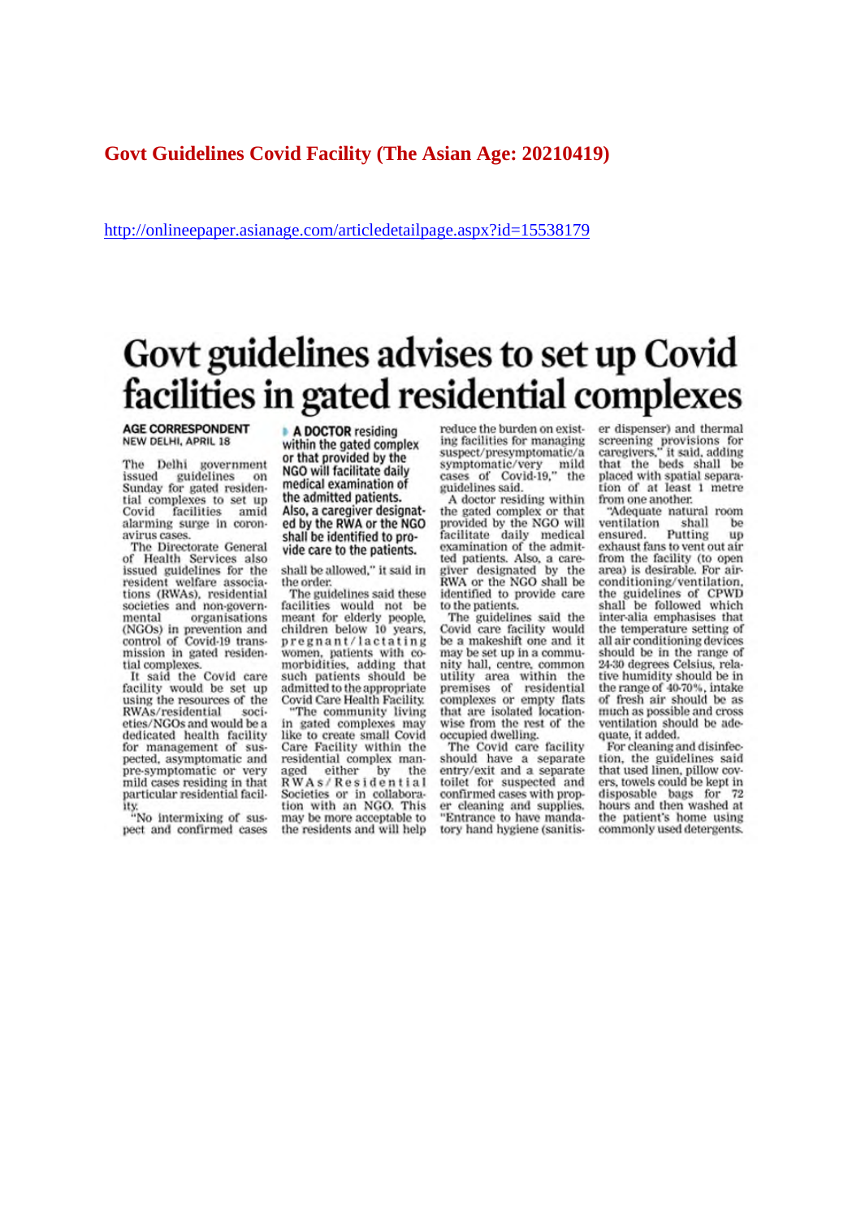**Govt Guidelines Covid Facility (The Asian Age: 20210419)**

http://onlineepaper.asianage.com/articledetailpage.aspx?id=15538179

# Govt guidelines advises to set up Covid facilities in gated residential complexes

**AGE CORRESPONDENT**
NEW DELHI, APRIL 18

**A DOCTOR residing within the gated complex or that provided by the NGO will facilitate daily medical examination of the admitted patients. Also, a caregiver designated by the RWA or the NGO shall be identified to provide care to the patients.**

The Delhi government issued guidelines on Sunday for gated residential complexes to set up Covid facilities amid alarming surge in coronavirus cases.

The Directorate General of Health Services also issued guidelines for the resident welfare associations (RWAs), residential societies and non-governmental organisations (NGOs) in prevention and control of Covid-19 transmission in gated residential complexes.

It said the Covid care facility would be set up using the resources of the RWAs/residential societies/NGOs and would be a dedicated health facility for management of suspected, asymptomatic and pre-symptomatic or very mild cases residing in that particular residential facility.

"No intermixing of suspect and confirmed cases shall be allowed," it said in the order.

The guidelines said these facilities would not be meant for elderly people, children below 10 years, pregnant/lactating women, patients with co-morbidities, adding that such patients should be admitted to the appropriate Covid Care Health Facility.

"The community living in gated complexes may like to create small Covid Care Facility within the residential complex managed either by the RWAs/Residential Societies or in collaboration with an NGO. This may be more acceptable to the residents and will help reduce the burden on existing facilities for managing suspect/presymptomatic/asymptomatic/very mild cases of Covid-19," the guidelines said.

A doctor residing within the gated complex or that provided by the NGO will facilitate daily medical examination of the admitted patients. Also, a caregiver designated by the RWA or the NGO shall be identified to provide care to the patients.

The guidelines said the Covid care facility would be a makeshift one and it may be set up in a community hall, centre, common utility area within the premises of residential complexes or empty flats that are isolated locationwise from the rest of the occupied dwelling.

The Covid care facility should have a separate entry/exit and a separate toilet for suspected and confirmed cases with proper cleaning and supplies. "Entrance to have mandatory hand hygiene (sanitiser dispenser) and thermal screening provisions for caregivers," it said, adding that the beds shall be placed with spatial separation of at least 1 metre from one another.

"Adequate natural room ventilation shall be ensured. Putting up exhaust fans to vent out air from the facility (to open area) is desirable. For air-conditioning/ventilation, the guidelines of CPWD shall be followed which inter-alia emphasises that the temperature setting of all air conditioning devices should be in the range of 24-30 degrees Celsius, relative humidity should be in the range of 40-70%, intake of fresh air should be as much as possible and cross ventilation should be adequate, it added.

For cleaning and disinfection, the guidelines said that used linen, pillow covers, towels could be kept in disposable bags for 72 hours and then washed at the patient's home using commonly used detergents.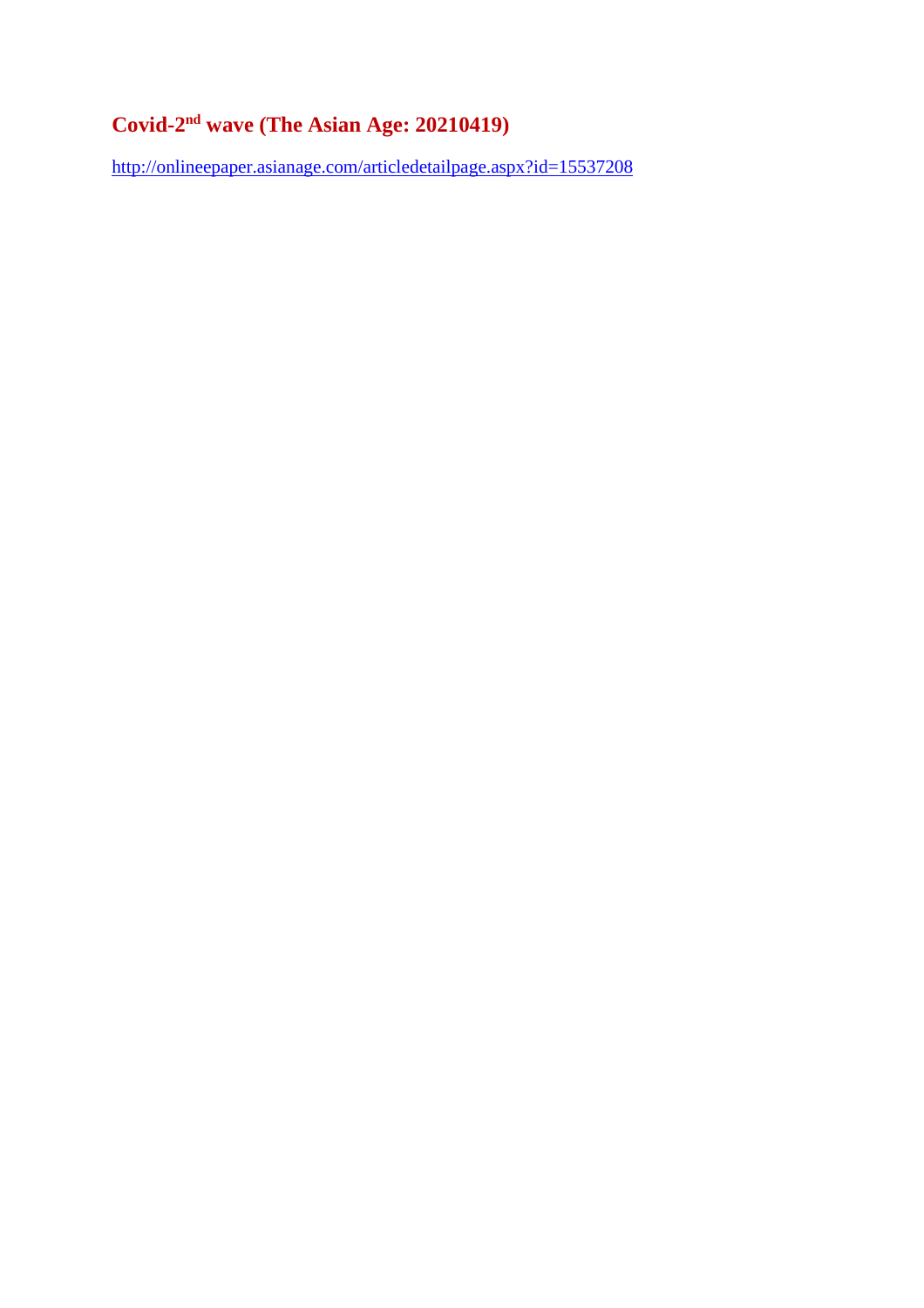## Covid-2nd wave (The Asian Age: 20210419)

http://onlineepaper.asianage.com/articledetailpage.aspx?id=15537208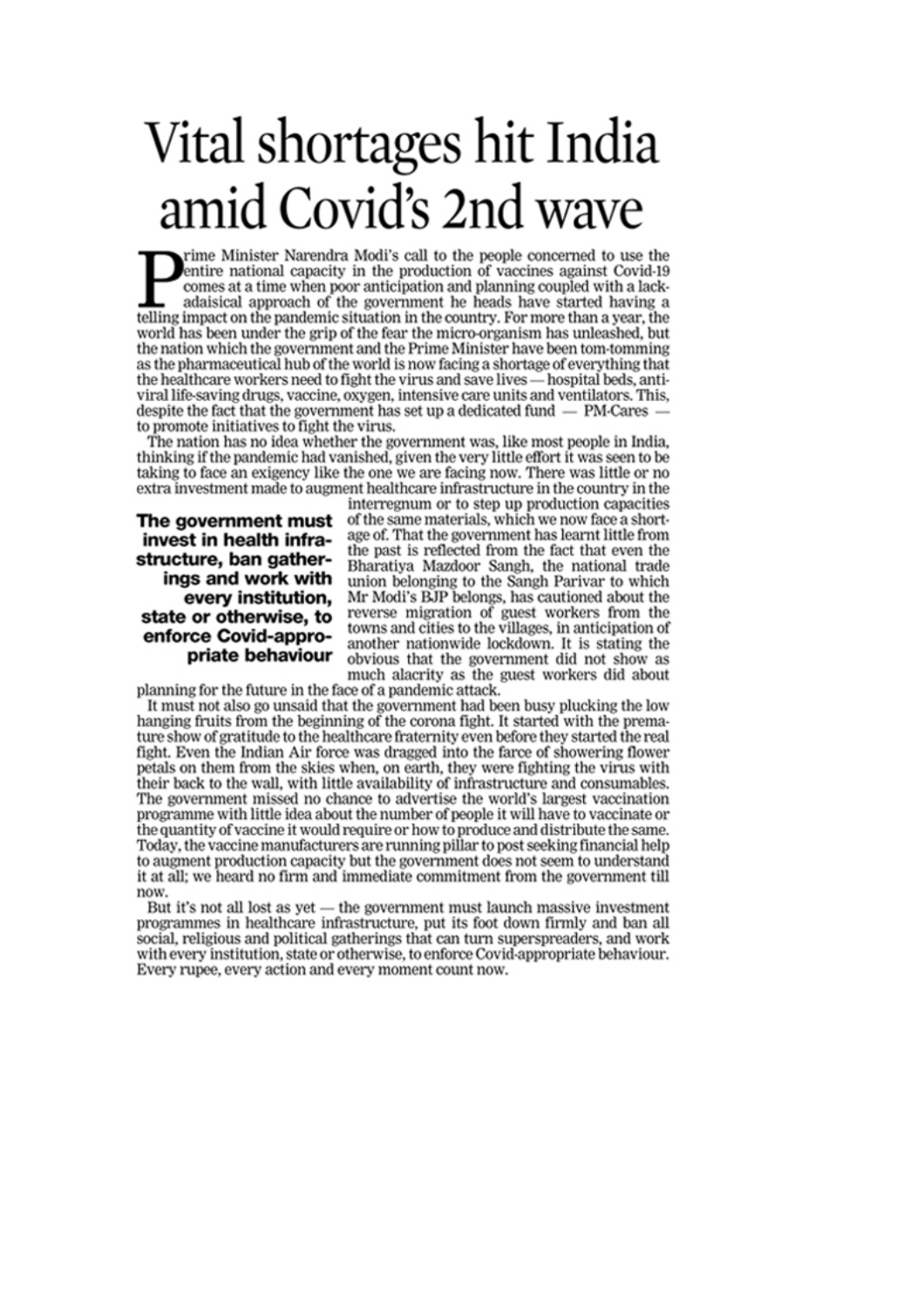# Vital shortages hit India amid Covid's 2nd wave

Prime Minister Narendra Modi's call to the people concerned to use the entire national capacity in the production of vaccines against Covid-19 comes at a time when poor anticipation and planning coupled with a lackadaisical approach of the government he heads have started having a telling impact on the pandemic situation in the country. For more than a year, the world has been under the grip of the fear the micro-organism has unleashed, but the nation which the government and the Prime Minister have been tom-tomming as the pharmaceutical hub of the world is now facing a shortage of everything that the healthcare workers need to fight the virus and save lives — hospital beds, anti-viral life-saving drugs, vaccine, oxygen, intensive care units and ventilators. This, despite the fact that the government has set up a dedicated fund — PM-Cares — to promote initiatives to fight the virus.

The nation has no idea whether the government was, like most people in India, thinking if the pandemic had vanished, given the very little effort it was seen to be taking to face an exigency like the one we are facing now. There was little or no extra investment made to augment healthcare infrastructure in the country in the interregnum or to step up production capacities of the same materials, which we now face a shortage of. That the government has learnt little from the past is reflected from the fact that even the Bharatiya Mazdoor Sangh, the national trade union belonging to the Sangh Parivar to which Mr Modi's BJP belongs, has cautioned about the reverse migration of guest workers from the towns and cities to the villages, in anticipation of another nationwide lockdown. It is stating the obvious that the government did not show as much alacrity as the guest workers did about planning for the future in the face of a pandemic attack.

**The government must invest in health infrastructure, ban gatherings and work with every institution, state or otherwise, to enforce Covid-appropriate behaviour**

It must not also go unsaid that the government had been busy plucking the low hanging fruits from the beginning of the corona fight. It started with the premature show of gratitude to the healthcare fraternity even before they started the real fight. Even the Indian Air force was dragged into the farce of showering flower petals on them from the skies when, on earth, they were fighting the virus with their back to the wall, with little availability of infrastructure and consumables. The government missed no chance to advertise the world's largest vaccination programme with little idea about the number of people it will have to vaccinate or the quantity of vaccine it would require or how to produce and distribute the same. Today, the vaccine manufacturers are running pillar to post seeking financial help to augment production capacity but the government does not seem to understand it at all; we heard no firm and immediate commitment from the government till now.

But it's not all lost as yet — the government must launch massive investment programmes in healthcare infrastructure, put its foot down firmly and ban all social, religious and political gatherings that can turn superspreaders, and work with every institution, state or otherwise, to enforce Covid-appropriate behaviour. Every rupee, every action and every moment count now.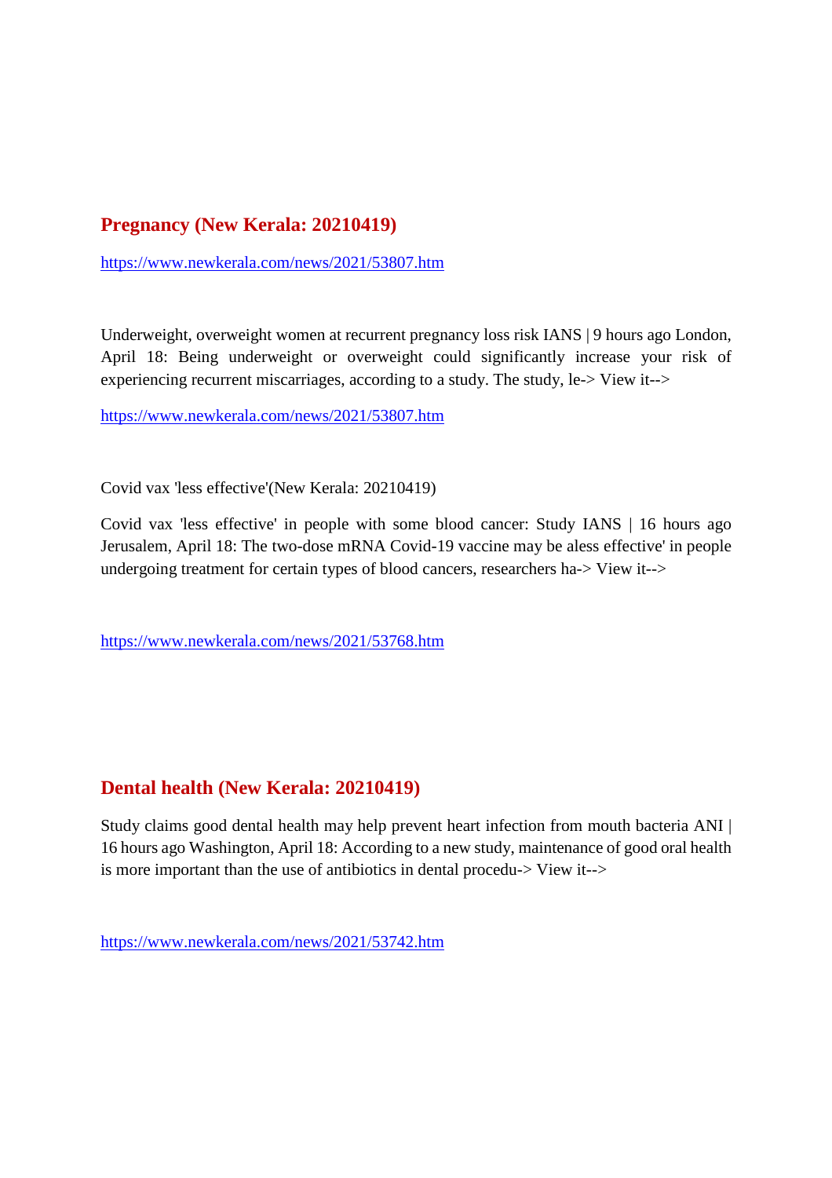## Pregnancy (New Kerala: 20210419)

https://www.newkerala.com/news/2021/53807.htm

Underweight, overweight women at recurrent pregnancy loss risk IANS | 9 hours ago London, April 18: Being underweight or overweight could significantly increase your risk of experiencing recurrent miscarriages, according to a study. The study, le-> View it-->

https://www.newkerala.com/news/2021/53807.htm

Covid vax 'less effective'(New Kerala: 20210419)

Covid vax 'less effective' in people with some blood cancer: Study IANS | 16 hours ago Jerusalem, April 18: The two-dose mRNA Covid-19 vaccine may be aless effective' in people undergoing treatment for certain types of blood cancers, researchers ha-> View it-->

https://www.newkerala.com/news/2021/53768.htm

## Dental health (New Kerala: 20210419)

Study claims good dental health may help prevent heart infection from mouth bacteria ANI | 16 hours ago Washington, April 18: According to a new study, maintenance of good oral health is more important than the use of antibiotics in dental procedu-> View it-->

https://www.newkerala.com/news/2021/53742.htm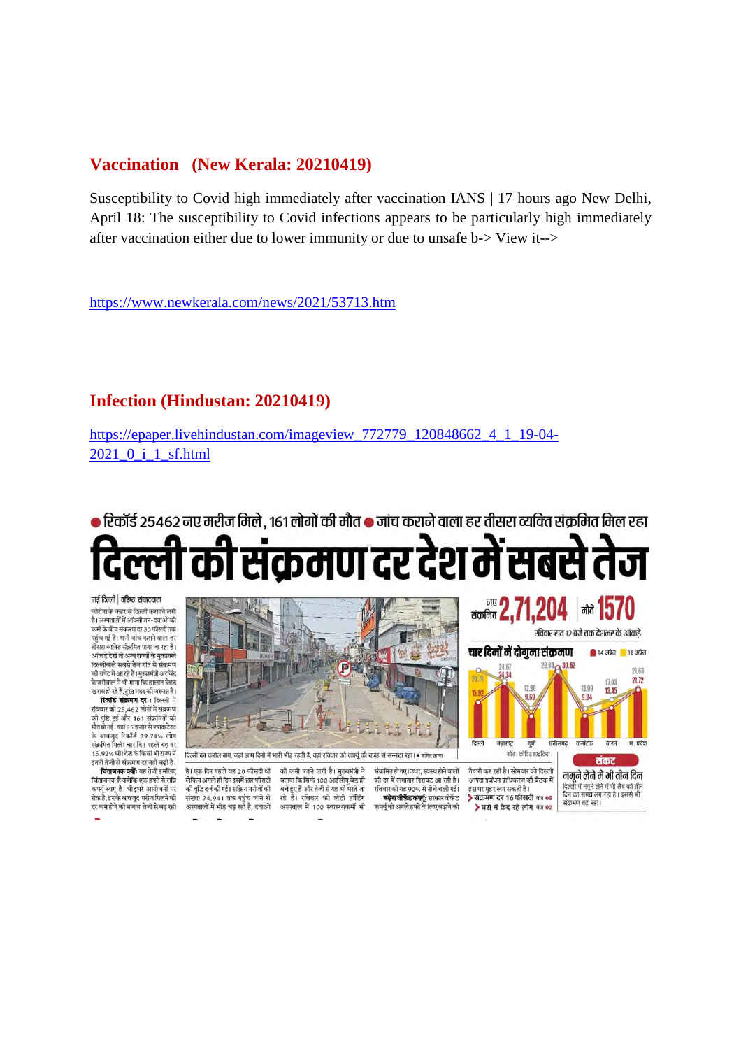## Vaccination (New Kerala: 20210419)

Susceptibility to Covid high immediately after vaccination IANS | 17 hours ago New Delhi, April 18: The susceptibility to Covid infections appears to be particularly high immediately after vaccination either due to lower immunity or due to unsafe b-> View it-->

https://www.newkerala.com/news/2021/53713.htm

## Infection (Hindustan: 20210419)

https://epaper.livehindustan.com/imageview_772779_120848662_4_1_19-04-2021_0_i_1_sf.html

● रिकॉर्ड 25462 नए मरीज मिले, 161 लोगों की मौत ● जांच कराने वाला हर तीसरा व्यक्ति संक्रमित मिल रहा

# दिल्ली की संक्रमण दर देश में सबसे तेज

नई दिल्ली | वरिष्ठ संवाददाता

कोरोना के कहर से दिल्ली कराहने लगी है। अस्पतालों में ऑक्सीजन-दवाओं की कमी के बीच संक्रमण दर 30 फीसदी तक पहुंच गई है। यानी जांच कराने वाला हर तीसरा व्यक्ति संक्रमित पाया जा रहा है। आंकड़े देखें तो अन्य राज्यों के मुकाबले दिल्लीवाले सबसे तेज गति से संक्रमण की चपेट में आ रहे हैं। मुख्यमंत्री अरविंद केजरीवाल ने भी माना कि हालात बेहद खराब हो रहे हैं, तुरंत मदद की जरूरत है।

**रिकॉर्ड संक्रमण दर :** दिल्ली में रविवार को 25,462 लोगों में संक्रमण की पुष्टि हुई और 161 संक्रमितों की मौत हो गई। यहां 85 हजार से ज्यादा टेस्ट के बावजूद रिकॉर्ड 29.74% लोग संक्रमित मिले। चार दिन पहले यह दर 15.92% थी। देश के किसी भी राज्य में इतनी तेजी से संक्रमण दर नहीं बढ़ी है।

**चिंताजनक क्यों:** यह तेजी इसलिए चिंताजनक है क्योंकि एक हफ्ते से रात्रि कर्फ्यू लागू है। भीड़भरे आयोजनों पर रोक है, इसके बावजूद मरीज मिलने की दर कम होने की बजाय तेजी से बढ़ रही है। एक दिन पहले यह 20 फीसदी थी लेकिन अगले ही दिन इसमें छह फीसदी की वृद्धि दर्ज की गई। सक्रिय मरीजों की संख्या 74,941 तक पहुंच जाने से अस्पतालों में भीड़ बढ़ रही है, दवाओं की कमी पड़ने लगी है। मुख्यमंत्री ने बताया कि सिर्फ 100 आईसीयू बेड ही बचे हुए हैं और तेजी से यह भी भरते जा रहे हैं। रविवार को लेडी हार्डिंग अस्पताल में 100 स्वास्थ्यकर्मी भी संक्रमित हो गए। उधर, स्वस्थ होने वालों की दर में लगातार गिरावट आ रही है। रविवार को यह 90% से नीचे चली गई।

**बढ़ेगा वीकेंड कर्फ्यू:** सरकार वीकेंड कर्फ्यू को अगले हफ्ते के लिए बढ़ाने की तैयारी कर रही है। सोमवार को दिल्ली आपदा प्रबंधन प्राधिकरण की बैठक में इस पर मुहर लग सकती है।

दिल्ली का करोल बाग, जहां आम दिनों में भारी भीड़ रहती है, वहां रविवार को कर्फ्यू की वजह से सन्नाटा रहा। • संचित खन्ना

नए संक्रमित **2,71,204** मौतें **1570**

रविवार रात 12 बजे तक देशभर के आंकड़े

**चार दिनों में दोगुना संक्रमण** (■ 14 अप्रैल ■ 18 अप्रैल)

| राज्य | 14 अप्रैल | 18 अप्रैल |
|---|---|---|
| दिल्ली | 15.92 | 29.74 |
| महाराष्ट्र | 24.34 | 24.67 |
| यूपी | 9.60 | 12.90 |
| छत्तीसगढ़ | 28.94 | 30.62 |
| कर्नाटक | 9.94 | 13.09 |
| केरल | 13.45 | 17.03 |
| म. प्रदेश | 21.63 | 21.72 |

स्रोत: कोविड19इंडिया

**संकट**

**नमूने लेने में भी तीन दिन**

दिल्ली में नमूने लेने में भी लैब को तीन दिन का समय लग रहा है। इससे भी संक्रमण बढ़ रहा।

› संक्रमण दर 16 फीसदी पेज 09

› घरों में कैद रहे लोग पेज 02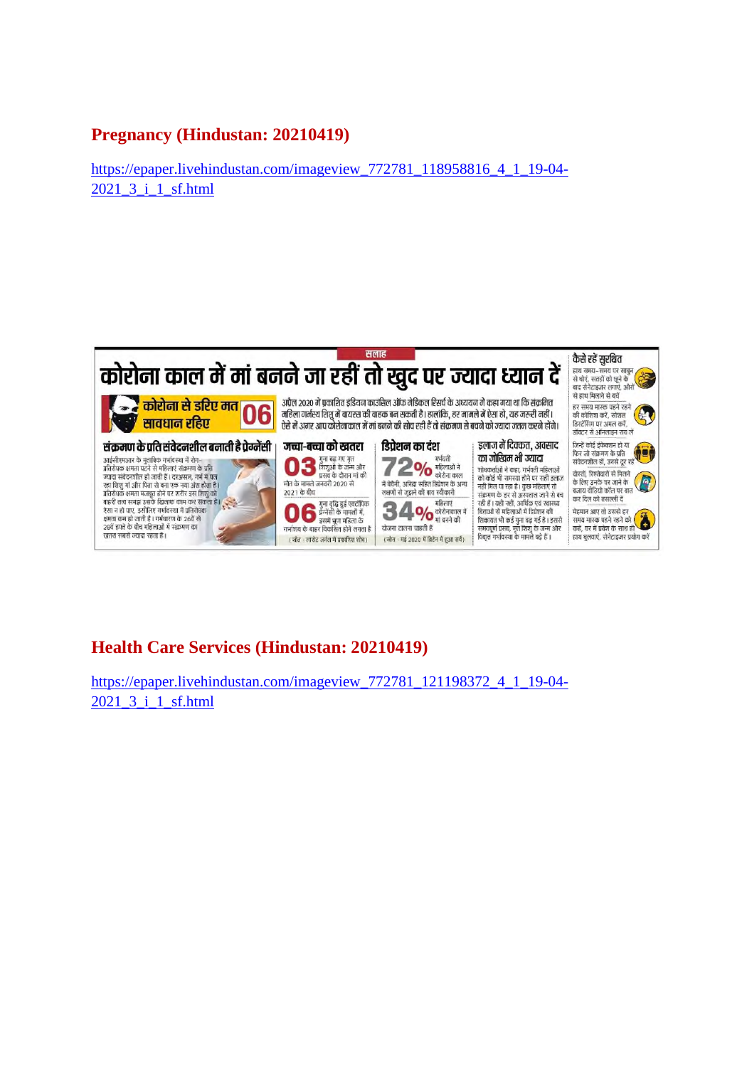## Pregnancy (Hindustan: 20210419)

https://epaper.livehindustan.com/imageview_772781_118958816_4_1_19-04-2021_3_i_1_sf.html

सलाह

# कोरोना काल में मां बनने जा रहीं तो खुद पर ज्यादा ध्यान दें

**कोरोना से डरिए मत सावधान रहिए 06**

अप्रैल 2020 में प्रकाशित इंडियन काउंसिल ऑफ मेडिकल रिसर्च के अध्ययन में कहा गया था कि संक्रमित महिला गर्भस्थ शिशु में वायरस की वाहक बन सकती है। हालांकि, हर मामले में ऐसा हो, यह जरूरी नहीं। ऐसे में अगर आप कोरोनाकाल में मां बनने की सोच रही हैं तो संक्रमण से बचने को ज्यादा जतन करने होंगे।

### संक्रमण के प्रति संवेदनशील बनाती है प्रेग्नेंसी

आईसीएमआर के मुताबिक गर्भावस्था में रोग-प्रतिरोधक क्षमता घटने से महिलाएं संक्रमण के प्रति ज्यादा संवेदनशील हो जाती हैं। दरअसल, गर्भ में पल रहा शिशु मां और पिता से बना एक नया अंश होता है। प्रतिरोधक क्षमता मजबूत होने पर शरीर इस शिशु को बाहरी तत्व समझ उसके खिलाफ काम कर सकता है। ऐसा न हो पाए, इसीलिए गर्भावस्था में प्रतिरोधक क्षमता कम हो जाती है। गर्भधारण के 26वें से 28वें हफ्ते के बीच महिलाओं में संक्रमण का खतरा सबसे ज्यादा रहता है।

### जच्चा-बच्चा को खतरा

**03** गुना बढ़ गए मृत शिशुओं के जन्म और प्रसव के दौरान मां की मौत के मामले जनवरी 2020 से 2021 के बीच

**06** गुना वृद्धि हुई एक्टोपिक प्रेग्नेंसी के मामलों में, इसमें भ्रूण महिला के गर्भाशय के बाहर विकसित होने लगता है

(स्रोत : लांसेट जर्नल में प्रकाशित शोध)

### डिप्रेशन का दंश

**72%** गर्भवती महिलाओं ने कोरोना काल में बेचैनी, अनिद्रा सहित डिप्रेशन के अन्य लक्षणों से जूझने की बात स्वीकारी

**34%** महिलाएं कोरोनाकाल में मां बनने की योजना टालना चाहती हैं

(स्रोत : मई 2020 में ब्रिटेन में हुआ सर्वे)

### इलाज में दिक्कत, अवसाद का जोखिम भी ज्यादा

शोधकर्ताओं ने कहा, गर्भवती महिलाओं को कोई भी समस्या होने पर सही इलाज नहीं मिल पा रहा है। कुछ महिलाएं तो संक्रमण के डर से अस्पताल जाने से बच रही हैं। यही नहीं, आर्थिक एवं स्वास्थ्य चिंताओं से महिलाओं में डिप्रेशन की शिकायत भी कई गुना बढ़ गई है। इससे समयपूर्व प्रसव, मृत शिशु के जन्म और विकृत गर्भावस्था के मामले बढ़े हैं।

### कैसे रहें सुरक्षित

- हाथ समय-समय पर साबुन से धोएं, सतहों को छूने के बाद सैनेटाइजर लगाएं, औरों से हाथ मिलाने से बचें
- हर समय मास्क पहने रहने की कोशिश करें, सोशल डिस्टेंसिंग पर अमल करें, डॉक्टर से ऑनलाइन राय लें
- जिन्हें कोई इंफेक्शन हो या फिर जो संक्रमण के प्रति संवेदनशील हों, उनसे दूर रहें
- दोस्तों, रिश्तेदारों से मिलने के लिए उनके घर जाने के बजाय वीडियो कॉल पर बात कर दिल को तसल्ली दें
- मेहमान आएं तो उनसे हर समय मास्क पहने रहने को कहें, घर में प्रवेश के साथ ही हाथ धुलवाएं, सैनेटाइजर प्रयोग करें

## Health Care Services (Hindustan: 20210419)

https://epaper.livehindustan.com/imageview_772781_121198372_4_1_19-04-2021_3_i_1_sf.html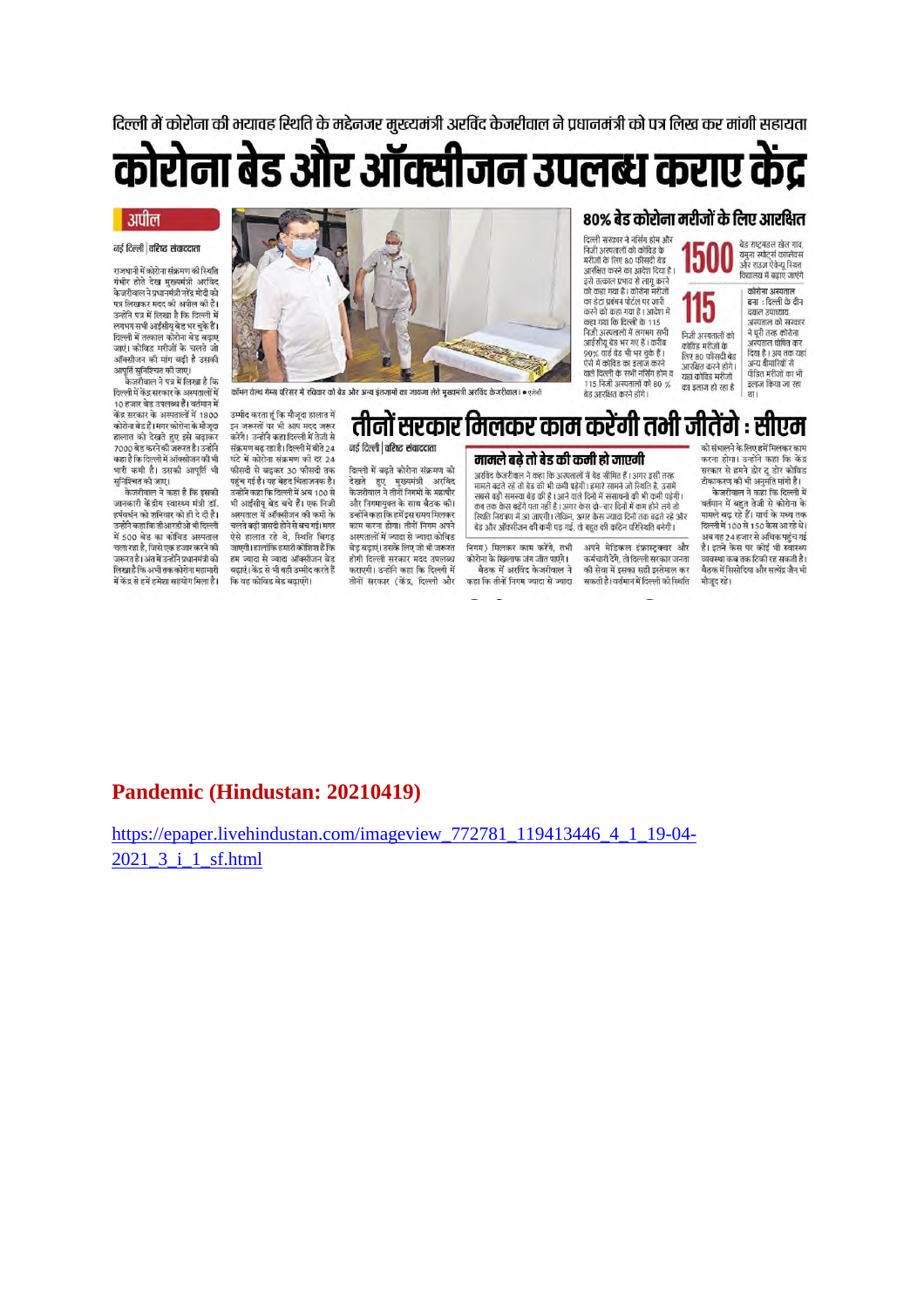दिल्ली में कोरोना की भयावह स्थिति के मद्देनजर मुख्यमंत्री अरविंद केजरीवाल ने प्रधानमंत्री को पत्र लिख कर मांगी सहायता

# कोरोना बेड और ऑक्सीजन उपलब्ध कराए केंद्र

**अपील**

नई दिल्ली | वरिष्ठ संवाददाता

राजधानी में कोरोना संक्रमण की स्थिति गंभीर होते देख मुख्यमंत्री अरविंद केजरीवाल ने प्रधानमंत्री नरेंद्र मोदी को पत्र लिखकर मदद की अपील की है। उन्होंने पत्र में लिखा है कि दिल्ली में लगभग सभी आईसीयू बेड भर चुके हैं। दिल्ली में तत्काल कोरोना बेड बढ़ाए जाएं। कोविड मरीजों के चलते जो ऑक्सीजन की मांग बढ़ी है उसकी आपूर्ति सुनिश्चित की जाए।

केजरीवाल ने पत्र में लिखा है कि दिल्ली में केंद्र सरकार के अस्पतालों में 10 हजार बेड उपलब्ध है। वर्तमान में केंद्र सरकार के अस्पतालों में 1800 कोरोना बेड है। मगर कोरोना के मौजूदा हालात को देखते हुए इसे बढ़ाकर 7000 बेड करने की जरूरत है। उन्होंने कहा है कि दिल्ली में ऑक्सीजन की भी भारी कमी है। उसकी आपूर्ति भी सुनिश्चित की जाए।

केजरीवाल ने कहा है कि इसकी जानकारी केंद्रीय स्वास्थ्य मंत्री डॉ. हर्षवर्धन को शनिवार को ही दे दी है। उन्होंने कहा कि डीआरडीओ भी दिल्ली में 500 बेड का कोविड अस्पताल चला रहा है, जिसे एक हजार करने की जरूरत है। अंत में उन्होंने प्रधानमंत्री को लिखा है कि अभी तक कोरोना महामारी में केंद्र से हमें हमेशा सहयोग मिला है। उम्मीद करता हूं कि मौजूदा हालात में इन जरूरतों पर भी आप मदद जरूर करेंगे। उन्होंने कहा दिल्ली में तेजी से संक्रमण बढ़ रहा है। दिल्ली में बीते 24 घंटे में कोरोना संक्रमण की दर 24 फीसदी से बढ़कर 30 फीसदी तक पहुंच गई है। यह बेहद चिंताजनक है। उन्होंने कहा कि दिल्ली में अब 100 से भी आईसीयू बेड बचे हैं। एक निजी अस्पताल में ऑक्सीजन की कमी के चलते बड़ी त्रासदी होने से बच गई। मगर ऐसे हालात रहे ‌तो, स्थिति बिगड़ जाएगी। हालांकि हमारी कोशिश है कि हम ज्यादा से ज्यादा ऑक्सीजन बेड बढ़ाएं। केंद्र से भी यही उम्मीद करते हैं कि वह कोविड बेड बढ़ाएंगे।

कॉमन वेल्थ गेम्स परिसर में रविवार को बेड और अन्य इंतजामों का जायजा लेते मुख्यमंत्री अरविंद केजरीवाल। • एजेंसी

## 80% बेड कोरोना मरीजों के लिए आरक्षित

दिल्ली सरकार ने नर्सिंग होम और निजी अस्पतालों को कोविड के मरीजों के लिए 80 फीसदी बेड आरक्षित करने का आदेश दिया है। इसे तत्काल प्रभाव से लागू करने को कहा गया है। कोरोना मरीजों का डेटा प्रबंधन पोर्टल पर जारी करने को कहा गया है। आदेश में कहा गया है कि दिल्ली के 115 निजी अस्पतालों में लगभग सभी आईसीयू बेड भर गए हैं। करीब 90% वार्ड बेड भी भर चुके हैं। ऐसे में कोविड का इलाज करने वाले दिल्ली के सभी नर्सिंग होम व 115 निजी अस्पतालों को 80 % बेड आरक्षित करने होंगे।

**1500** बेड राष्ट्रमंडल खेल गांव, यमुना स्पोर्ट्स कॉम्प्लेक्स और राधा स्वामी ... स्थित विद्यालय में बढ़ाए जाएंगे

**115** निजी अस्पतालों को कोविड मरीजों के लिए 80 फीसदी बेड आरक्षित करने होंगे। यहां कोविड मरीजों का इलाज हो रहा है

**कोरोना अस्पताल बना :** दिल्ली के दीन दयाल उपाध्याय अस्पताल को सरकार ने पूरी तरह कोरोना अस्पताल घोषित कर दिया है। अब तक यहां अन्य बीमारियों से पीड़ित मरीजों का भी इलाज किया जा रहा था।

## तीनों सरकार मिलकर काम करेंगी तभी जीतेंगे : सीएम

नई दिल्ली | वरिष्ठ संवाददाता

दिल्ली में बढ़ते कोरोना संक्रमण को देखते हुए मुख्यमंत्री अरविंद केजरीवाल ने तीनों निगमों के महापौर और निगमायुक्त के साथ बैठक की। उन्होंने कहा कि हमें इस समय मिलकर काम करना होगा। तीनों निगम अपने अस्पतालों में ज्यादा से ज्यादा कोविड बेड बढ़ाएं। इसके लिए जो भी जरूरत होगी दिल्ली सरकार मदद उपलब्ध कराएगी। उन्होंने कहा कि दिल्ली में तीनों सरकार (केंद्र, दिल्ली और निगम) मिलकर काम करेंगे, तभी कोरोना के खिलाफ जंग जीत पाएंगे।

बैठक में अरविंद केजरीवाल ने कहा कि तीनों निगम ज्यादा से ज्यादा अपने मेडिकल इंफ्रास्ट्रक्चर और कर्मचारी देंगे, तो दिल्ली सरकार जनता की सेवा में इसका सही इस्तेमाल कर सकती है। वर्तमान में दिल्ली की स्थिति को संभालने के लिए हमें मिलकर काम करना होगा। उन्होंने कहा कि केंद्र सरकार से हमने डोर टू डोर कोविड टीकाकरण की भी अनुमति मांगी है।

केजरीवाल ने कहा कि दिल्ली में वर्तमान में बहुत तेजी से कोरोना के मामले बढ़ रहे हैं। मार्च के मध्य तक दिल्ली में 100 से 150 केस आ रहे थे। अब यह 24 हजार से अधिक पहुंच गई है। इतने केस पर कोई भी स्वास्थ्य व्यवस्था कब तक टिकी रह सकती है। बैठक में सिसोदिया और सत्येंद्र जैन भी मौजूद रहे।

### मामले बढ़े तो बेड की कमी हो जाएगी

अरविंद केजरीवाल ने कहा कि अस्पतालों में बेड सीमित हैं। अगर इसी तरह मामले बढ़ते रहे तो बेड की भी कमी पड़ेगी। हमारे सामने जो स्थिति है, उसमें सबसे बड़ी समस्या बेड की है। आने वाले दिनों में संसाधनों की भी कमी पड़ेगी। कब तक केस बढ़ेंगे पता नहीं है। अगर केस दो-चार दिनों में कम होने लगे तो स्थिति नियंत्रण में आ जाएगी। लेकिन, अगर केस ज्यादा दिनों तक बढ़ते रहे और बेड और ऑक्सीजन की कमी पड़ गई, तो बहुत ही कठिन परिस्थिति बनेगी।

**Pandemic (Hindustan: 20210419)**

https://epaper.livehindustan.com/imageview_772781_119413446_4_1_19-04-2021_3_i_1_sf.html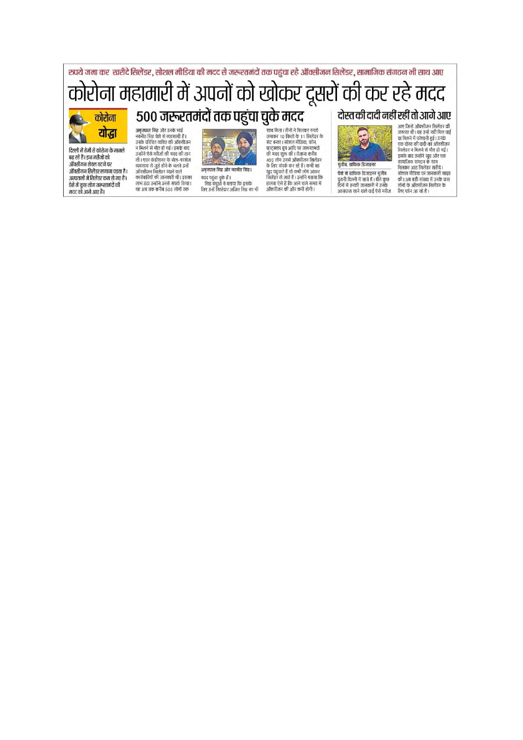रुपये जमा कर खरीदे सिलेंडर, सोशल मीडिया की मदद से जरूरतमंदों तक पहुंचा रहे ऑक्सीजन सिलेंडर, सामाजिक संगठन भी साथ आए

# कोरोना महामारी में अपनों को खोकर दूसरों की कर रहे मदद

**कोरोना योद्धा**

**दिल्ली में तेजी से कोरोना के मामले बढ़ रहे हैं। इन मरीजों को ऑक्सीजन लेवल घटने पर ऑक्सीजन सिलेंडर लगाना पड़ता है। अस्पतालों में सिलेंडर कम हो गए हैं। ऐसे में कुछ लोग जरूरतमंदों की मदद को आगे आए हैं।**

## 500 जरूरतमंदों तक पहुंचा चुके मदद

**अमृतपाल सिंह** और उनके भाई नवनीत सिंह पेशे से व्यवसायी हैं। उनके परिचित व्यक्ति की ऑक्सीजन न मिलने से मौत हो गई। इसके बाद उन्होंने ऐसे मरीजों की मदद की ठान ली। एयर कंडीशनर के सेल-परचेज व्यवसाय से जुड़े होने के चलते उन्हें ऑक्सीजन सिलेंडर रखने वाले कारोबारियों की जानकारी थी। इसका लाभ उठा उन्होंने उनसे संपर्क किया। वह अब तक करीब 500 लोगों तक मदद पहुंचा चुके हैं।

अमृतपाल सिंह और नवनीत सिंह।

सिंह बंधुओं ने बताया कि इसके लिए उन्हें रिश्तेदार अजित सिंह का भी साथ मिला। तीनों ने मिलकर रुपये जमाकर 10 किलो के 11 सिलेंडर के सेट बनाए। सोशल मीडिया, फोन, व्हाट्सएप ग्रुप आदि पर जरूरतमंदों की मदद शुरू की। रोजाना करीब 400 लोग उनसे ऑक्सीजन सिलेंडर के लिए संपर्क कर रहे हैं। कभी वह खुद पहुंचाते हैं तो कभी लोग आकर सिलेंडर ले जाते हैं। उन्होंने बताया कि हालात ऐसे हैं कि आने वाले समय में ऑक्सीजन की और कमी होगी।

## दोस्त की दादी नहीं रहीं तो आगे आए

मुजीब, ग्राफिक डिजाइनर

**पेशे से** ग्राफिक डिजाइनर मुजीब पुरानी दिल्ली में रहते हैं। बीते कुछ दिनों में उनकी जानकारी में उनके आसपास रहने वाले कई ऐसे मरीज आए जिन्हें ऑक्सीजन सिलेंडर की जरूरत थी। वह उन्हें नहीं मिल पाई या मिलने में परेशानी हुई। उनके एक दोस्त की दादी का ऑक्सीजन सिलेंडर न मिलने से मौत हो गई। इसके बाद उन्होंने खुद और एक सामाजिक संगठन के साथ मिलकर आठ सिलेंडर खरीदे। सोशल मीडिया पर जानकारी साझा की। अब बड़ी संख्या में उनके पास लोगों के ऑक्सीजन सिलेंडर के लिए फोन आ रहे हैं।